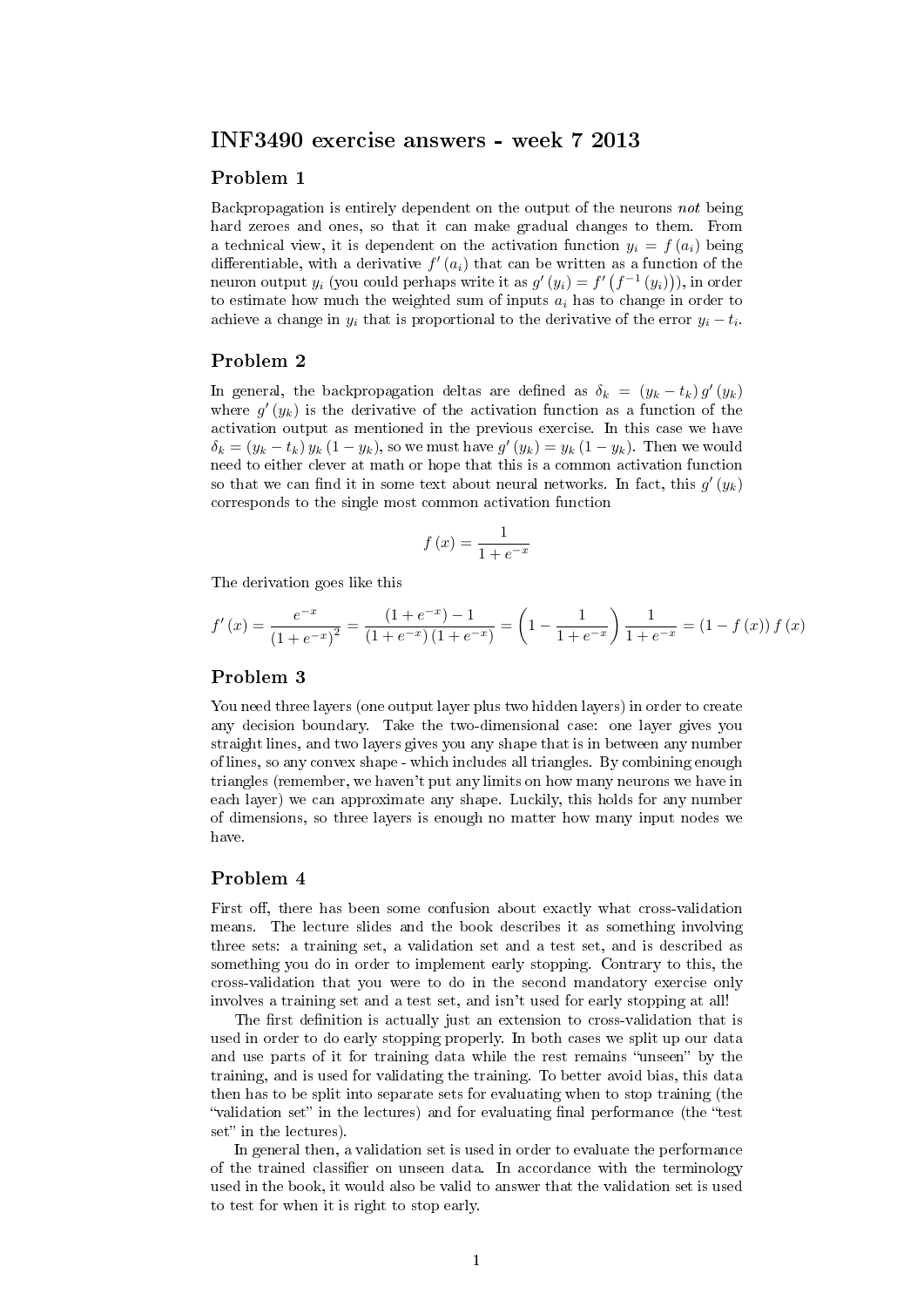# INF3490 exercise answers - week 7 2013

## Problem 1

Backpropagation is entirely dependent on the output of the neurons *not* being hard zeroes and ones, so that it can make gradual changes to them. From a technical view, it is dependent on the activation function $y_i = f(a_i)$ being differentiable, with a derivative $f'(a_i)$ that can be written as a function of the neuron output $y_i$ (you could perhaps write it as $g'(y_i) = f'(f^{-1}(y_i))$), in order to estimate how much the weighted sum of inputs $a_i$ has to change in order to achieve a change in $y_i$ that is proportional to the derivative of the error $y_i - t_i$.

## Problem 2

In general, the backpropagation deltas are defined as $\delta_k = (y_k - t_k) g'(y_k)$ where $g'(y_k)$ is the derivative of the activation function as a function of the activation output as mentioned in the previous exercise. In this case we have $\delta_k = (y_k - t_k) y_k (1 - y_k)$, so we must have $g'(y_k) = y_k (1 - y_k)$. Then we would need to either clever at math or hope that this is a common activation function so that we can find it in some text about neural networks. In fact, this $g'(y_k)$ corresponds to the single most common activation function

$$f(x) = \frac{1}{1 + e^{-x}}$$

The derivation goes like this

$$f'(x) = \frac{e^{-x}}{(1 + e^{-x})^2} = \frac{(1 + e^{-x}) - 1}{(1 + e^{-x})(1 + e^{-x})} = \left(1 - \frac{1}{1 + e^{-x}}\right) \frac{1}{1 + e^{-x}} = (1 - f(x)) f(x)$$

## Problem 3

You need three layers (one output layer plus two hidden layers) in order to create any decision boundary. Take the two-dimensional case: one layer gives you straight lines, and two layers gives you any shape that is in between any number of lines, so any convex shape - which includes all triangles. By combining enough triangles (remember, we haven't put any limits on how many neurons we have in each layer) we can approximate any shape. Luckily, this holds for any number of dimensions, so three layers is enough no matter how many input nodes we have.

## Problem 4

First off, there has been some confusion about exactly what cross-validation means. The lecture slides and the book describes it as something involving three sets: a training set, a validation set and a test set, and is described as something you do in order to implement early stopping. Contrary to this, the cross-validation that you were to do in the second mandatory exercise only involves a training set and a test set, and isn't used for early stopping at all!

The first definition is actually just an extension to cross-validation that is used in order to do early stopping properly. In both cases we split up our data and use parts of it for training data while the rest remains "unseen" by the training, and is used for validating the training. To better avoid bias, this data then has to be split into separate sets for evaluating when to stop training (the "validation set" in the lectures) and for evaluating final performance (the "test set" in the lectures).

In general then, a validation set is used in order to evaluate the performance of the trained classifier on unseen data. In accordance with the terminology used in the book, it would also be valid to answer that the validation set is used to test for when it is right to stop early.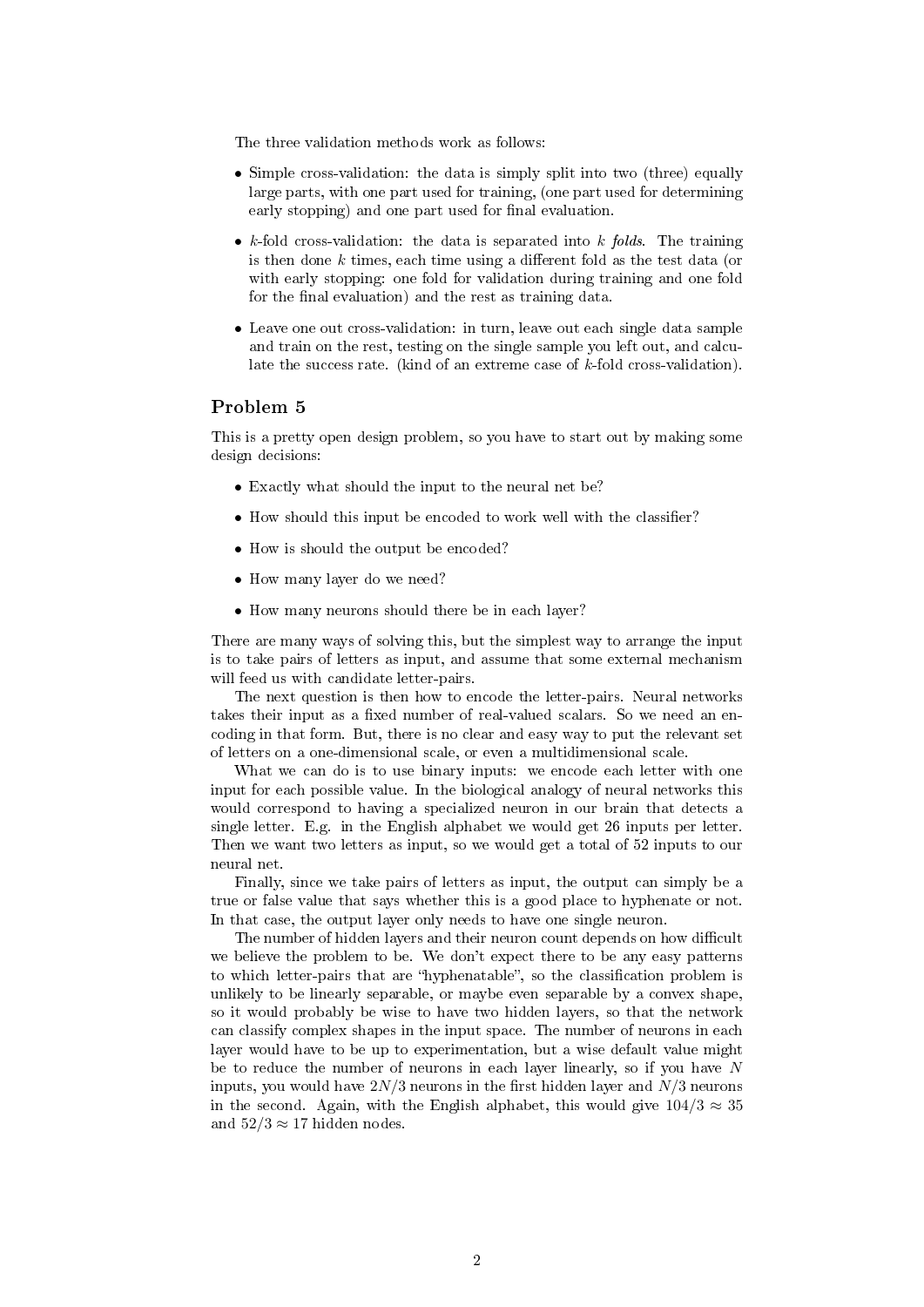The three validation methods work as follows:

- Simple cross-validation: the data is simply split into two (three) equally large parts, with one part used for training, (one part used for determining early stopping) and one part used for final evaluation.
- $k$-fold cross-validation: the data is separated into $k$ *folds*. The training is then done $k$ times, each time using a different fold as the test data (or with early stopping: one fold for validation during training and one fold for the final evaluation) and the rest as training data.
- Leave one out cross-validation: in turn, leave out each single data sample and train on the rest, testing on the single sample you left out, and calculate the success rate. (kind of an extreme case of $k$-fold cross-validation).

## Problem 5

This is a pretty open design problem, so you have to start out by making some design decisions:

- Exactly what should the input to the neural net be?
- How should this input be encoded to work well with the classifier?
- How is should the output be encoded?
- How many layer do we need?
- How many neurons should there be in each layer?

There are many ways of solving this, but the simplest way to arrange the input is to take pairs of letters as input, and assume that some external mechanism will feed us with candidate letter-pairs.

The next question is then how to encode the letter-pairs. Neural networks takes their input as a fixed number of real-valued scalars. So we need an encoding in that form. But, there is no clear and easy way to put the relevant set of letters on a one-dimensional scale, or even a multidimensional scale.

What we can do is to use binary inputs: we encode each letter with one input for each possible value. In the biological analogy of neural networks this would correspond to having a specialized neuron in our brain that detects a single letter. E.g. in the English alphabet we would get 26 inputs per letter. Then we want two letters as input, so we would get a total of 52 inputs to our neural net.

Finally, since we take pairs of letters as input, the output can simply be a true or false value that says whether this is a good place to hyphenate or not. In that case, the output layer only needs to have one single neuron.

The number of hidden layers and their neuron count depends on how difficult we believe the problem to be. We don't expect there to be any easy patterns to which letter-pairs that are "hyphenatable", so the classification problem is unlikely to be linearly separable, or maybe even separable by a convex shape, so it would probably be wise to have two hidden layers, so that the network can classify complex shapes in the input space. The number of neurons in each layer would have to be up to experimentation, but a wise default value might be to reduce the number of neurons in each layer linearly, so if you have $N$ inputs, you would have $2N/3$ neurons in the first hidden layer and $N/3$ neurons in the second. Again, with the English alphabet, this would give $104/3 \approx 35$ and $52/3 \approx 17$ hidden nodes.